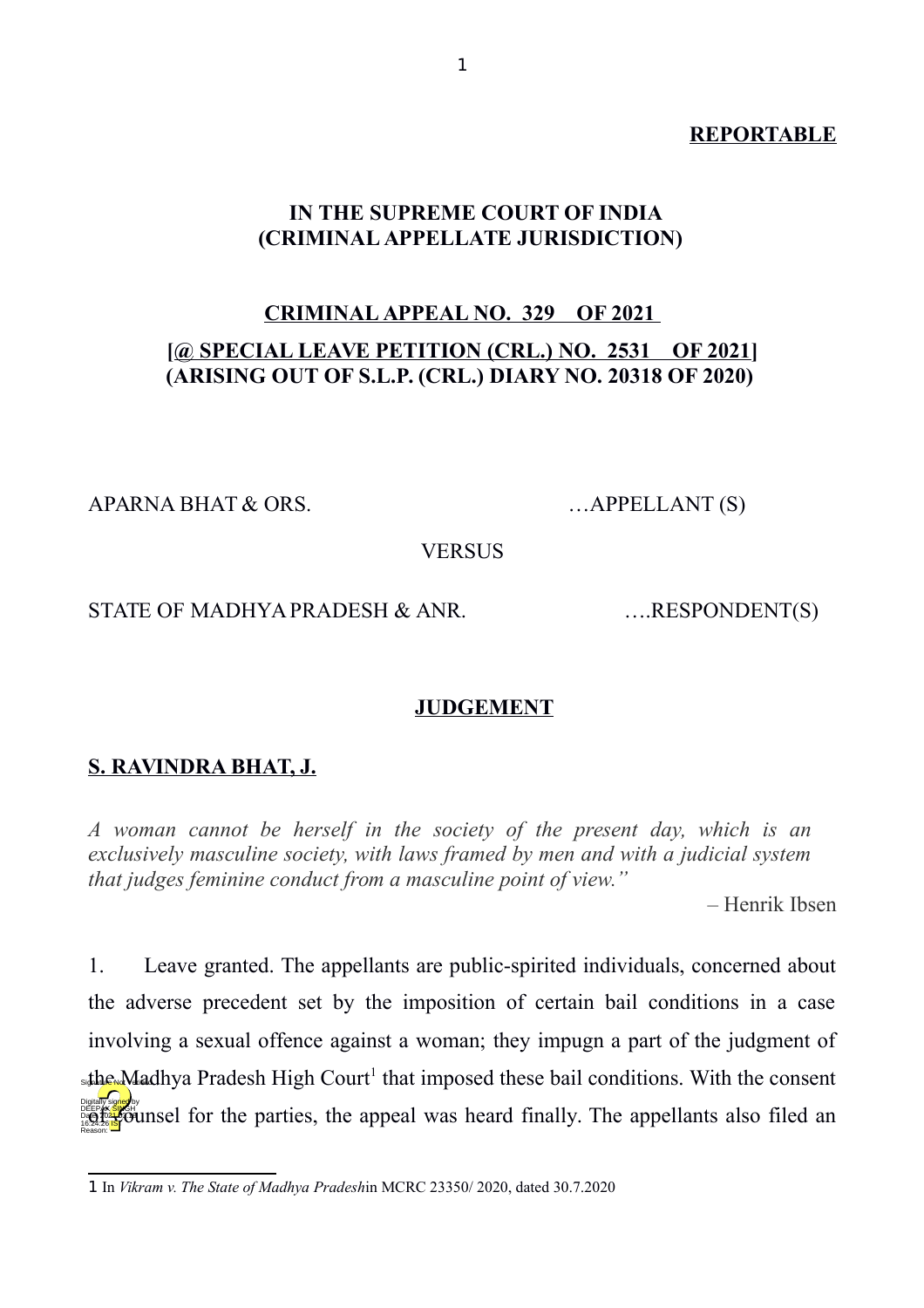**REPORTABLE**

**IN THE SUPREME COURT OF INDIA**
**(CRIMINAL APPELLATE JURISDICTION)**

**CRIMINAL APPEAL NO. 329 OF 2021**

**[@ SPECIAL LEAVE PETITION (CRL.) NO. 2531 OF 2021]**
**(ARISING OUT OF S.L.P. (CRL.) DIARY NO. 20318 OF 2020)**

APARNA BHAT & ORS. …APPELLANT (S)

VERSUS

STATE OF MADHYA PRADESH & ANR. ….RESPONDENT(S)

**JUDGEMENT**

**S. RAVINDRA BHAT, J.**

*A woman cannot be herself in the society of the present day, which is an exclusively masculine society, with laws framed by men and with a judicial system that judges feminine conduct from a masculine point of view."*

– Henrik Ibsen

1. Leave granted. The appellants are public-spirited individuals, concerned about the adverse precedent set by the imposition of certain bail conditions in a case involving a sexual offence against a woman; they impugn a part of the judgment of the Madhya Pradesh High Court[1] that imposed these bail conditions. With the consent of counsel for the parties, the appeal was heard finally. The appellants also filed an

---

[1] In *Vikram v. The State of Madhya Pradesh*in MCRC 23350/ 2020, dated 30.7.2020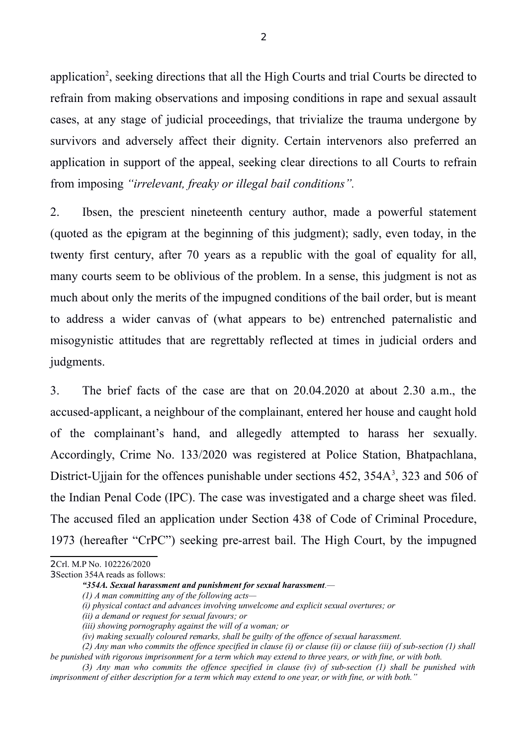application[2], seeking directions that all the High Courts and trial Courts be directed to refrain from making observations and imposing conditions in rape and sexual assault cases, at any stage of judicial proceedings, that trivialize the trauma undergone by survivors and adversely affect their dignity. Certain intervenors also preferred an application in support of the appeal, seeking clear directions to all Courts to refrain from imposing *"irrelevant, freaky or illegal bail conditions".*

2. Ibsen, the prescient nineteenth century author, made a powerful statement (quoted as the epigram at the beginning of this judgment); sadly, even today, in the twenty first century, after 70 years as a republic with the goal of equality for all, many courts seem to be oblivious of the problem. In a sense, this judgment is not as much about only the merits of the impugned conditions of the bail order, but is meant to address a wider canvas of (what appears to be) entrenched paternalistic and misogynistic attitudes that are regrettably reflected at times in judicial orders and judgments.

3. The brief facts of the case are that on 20.04.2020 at about 2.30 a.m., the accused-applicant, a neighbour of the complainant, entered her house and caught hold of the complainant's hand, and allegedly attempted to harass her sexually. Accordingly, Crime No. 133/2020 was registered at Police Station, Bhatpachlana, District-Ujjain for the offences punishable under sections 452, 354A[3], 323 and 506 of the Indian Penal Code (IPC). The case was investigated and a charge sheet was filed. The accused filed an application under Section 438 of Code of Criminal Procedure, 1973 (hereafter "CrPC") seeking pre-arrest bail. The High Court, by the impugned

---

[2] Crl. M.P No. 102226/2020

[3] Section 354A reads as follows:

> ***"354A. Sexual harassment and punishment for sexual harassment**.—*
>
> *(1) A man committing any of the following acts—*
>
> *(i) physical contact and advances involving unwelcome and explicit sexual overtures; or*
>
> *(ii) a demand or request for sexual favours; or*
>
> *(iii) showing pornography against the will of a woman; or*
>
> *(iv) making sexually coloured remarks, shall be guilty of the offence of sexual harassment.*
>
> *(2) Any man who commits the offence specified in clause (i) or clause (ii) or clause (iii) of sub-section (1) shall be punished with rigorous imprisonment for a term which may extend to three years, or with fine, or with both.*
>
> *(3) Any man who commits the offence specified in clause (iv) of sub-section (1) shall be punished with imprisonment of either description for a term which may extend to one year, or with fine, or with both."*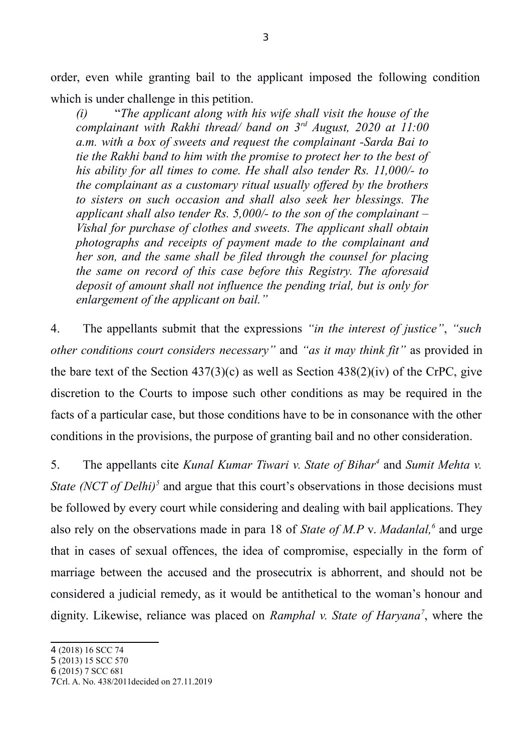order, even while granting bail to the applicant imposed the following condition which is under challenge in this petition.

> *(i) "The applicant along with his wife shall visit the house of the complainant with Rakhi thread/ band on 3rd August, 2020 at 11:00 a.m. with a box of sweets and request the complainant -Sarda Bai to tie the Rakhi band to him with the promise to protect her to the best of his ability for all times to come. He shall also tender Rs. 11,000/- to the complainant as a customary ritual usually offered by the brothers to sisters on such occasion and shall also seek her blessings. The applicant shall also tender Rs. 5,000/- to the son of the complainant – Vishal for purchase of clothes and sweets. The applicant shall obtain photographs and receipts of payment made to the complainant and her son, and the same shall be filed through the counsel for placing the same on record of this case before this Registry. The aforesaid deposit of amount shall not influence the pending trial, but is only for enlargement of the applicant on bail."*

4. The appellants submit that the expressions *"in the interest of justice"*, *"such other conditions court considers necessary"* and *"as it may think fit"* as provided in the bare text of the Section 437(3)(c) as well as Section 438(2)(iv) of the CrPC, give discretion to the Courts to impose such other conditions as may be required in the facts of a particular case, but those conditions have to be in consonance with the other conditions in the provisions, the purpose of granting bail and no other consideration.

5. The appellants cite *Kunal Kumar Tiwari v. State of Bihar*[4] and *Sumit Mehta v. State (NCT of Delhi)*[5] and argue that this court's observations in those decisions must be followed by every court while considering and dealing with bail applications. They also rely on the observations made in para 18 of *State of M.P* v. *Madanlal,*[6] and urge that in cases of sexual offences, the idea of compromise, especially in the form of marriage between the accused and the prosecutrix is abhorrent, and should not be considered a judicial remedy, as it would be antithetical to the woman's honour and dignity. Likewise, reliance was placed on *Ramphal v. State of Haryana*[7], where the

---

4 (2018) 16 SCC 74
5 (2013) 15 SCC 570
6 (2015) 7 SCC 681
7 Crl. A. No. 438/2011decided on 27.11.2019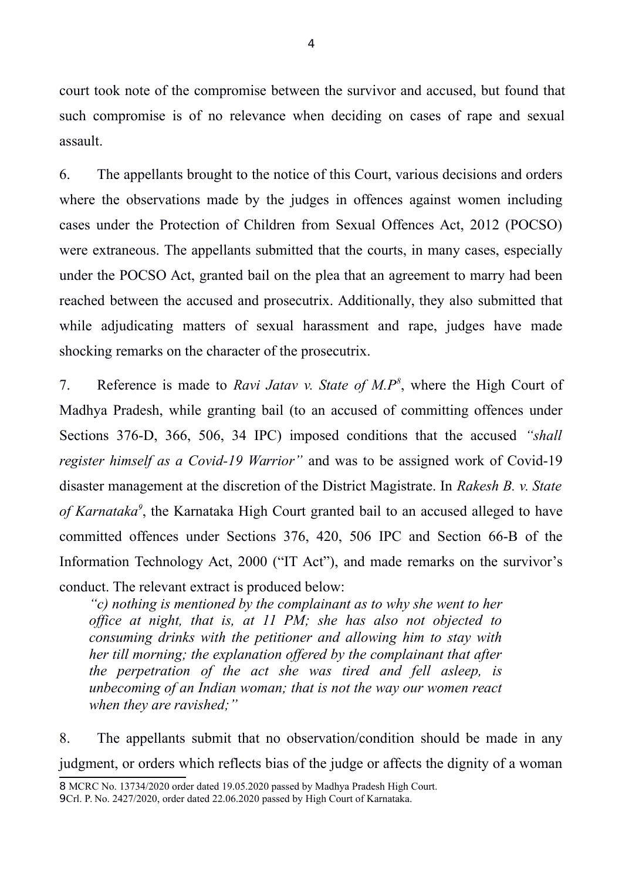court took note of the compromise between the survivor and accused, but found that such compromise is of no relevance when deciding on cases of rape and sexual assault.

6. The appellants brought to the notice of this Court, various decisions and orders where the observations made by the judges in offences against women including cases under the Protection of Children from Sexual Offences Act, 2012 (POCSO) were extraneous. The appellants submitted that the courts, in many cases, especially under the POCSO Act, granted bail on the plea that an agreement to marry had been reached between the accused and prosecutrix. Additionally, they also submitted that while adjudicating matters of sexual harassment and rape, judges have made shocking remarks on the character of the prosecutrix.

7. Reference is made to *Ravi Jatav v. State of M.P*[8], where the High Court of Madhya Pradesh, while granting bail (to an accused of committing offences under Sections 376-D, 366, 506, 34 IPC) imposed conditions that the accused *"shall register himself as a Covid-19 Warrior"* and was to be assigned work of Covid-19 disaster management at the discretion of the District Magistrate. In *Rakesh B. v. State of Karnataka*[9], the Karnataka High Court granted bail to an accused alleged to have committed offences under Sections 376, 420, 506 IPC and Section 66-B of the Information Technology Act, 2000 ("IT Act"), and made remarks on the survivor's conduct. The relevant extract is produced below:

> *"c) nothing is mentioned by the complainant as to why she went to her office at night, that is, at 11 PM; she has also not objected to consuming drinks with the petitioner and allowing him to stay with her till morning; the explanation offered by the complainant that after the perpetration of the act she was tired and fell asleep, is unbecoming of an Indian woman; that is not the way our women react when they are ravished;"*

8. The appellants submit that no observation/condition should be made in any judgment, or orders which reflects bias of the judge or affects the dignity of a woman

---

8 MCRC No. 13734/2020 order dated 19.05.2020 passed by Madhya Pradesh High Court.

9 Crl. P. No. 2427/2020, order dated 22.06.2020 passed by High Court of Karnataka.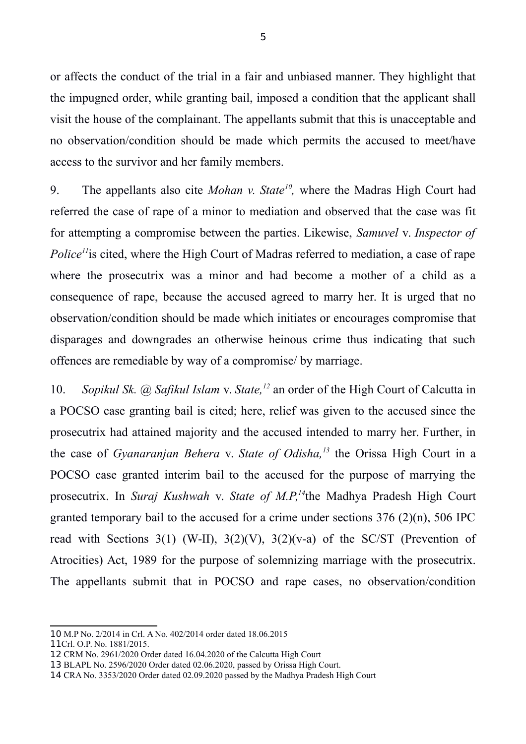or affects the conduct of the trial in a fair and unbiased manner. They highlight that the impugned order, while granting bail, imposed a condition that the applicant shall visit the house of the complainant. The appellants submit that this is unacceptable and no observation/condition should be made which permits the accused to meet/have access to the survivor and her family members.

9. The appellants also cite *Mohan v. State*[10], where the Madras High Court had referred the case of rape of a minor to mediation and observed that the case was fit for attempting a compromise between the parties. Likewise, *Samuvel* v. *Inspector of Police*[11]is cited, where the High Court of Madras referred to mediation, a case of rape where the prosecutrix was a minor and had become a mother of a child as a consequence of rape, because the accused agreed to marry her. It is urged that no observation/condition should be made which initiates or encourages compromise that disparages and downgrades an otherwise heinous crime thus indicating that such offences are remediable by way of a compromise/ by marriage.

10. *Sopikul Sk. @ Safikul Islam* v. *State,*[12] an order of the High Court of Calcutta in a POCSO case granting bail is cited; here, relief was given to the accused since the prosecutrix had attained majority and the accused intended to marry her. Further, in the case of *Gyanaranjan Behera* v. *State of Odisha,*[13] the Orissa High Court in a POCSO case granted interim bail to the accused for the purpose of marrying the prosecutrix. In *Suraj Kushwah* v. *State of M.P,*[14]the Madhya Pradesh High Court granted temporary bail to the accused for a crime under sections 376 (2)(n), 506 IPC read with Sections 3(1) (W-II), 3(2)(V), 3(2)(v-a) of the SC/ST (Prevention of Atrocities) Act, 1989 for the purpose of solemnizing marriage with the prosecutrix. The appellants submit that in POCSO and rape cases, no observation/condition

---

10 M.P No. 2/2014 in Crl. A No. 402/2014 order dated 18.06.2015

11 Crl. O.P. No. 1881/2015.

12 CRM No. 2961/2020 Order dated 16.04.2020 of the Calcutta High Court

13 BLAPL No. 2596/2020 Order dated 02.06.2020, passed by Orissa High Court.

14 CRA No. 3353/2020 Order dated 02.09.2020 passed by the Madhya Pradesh High Court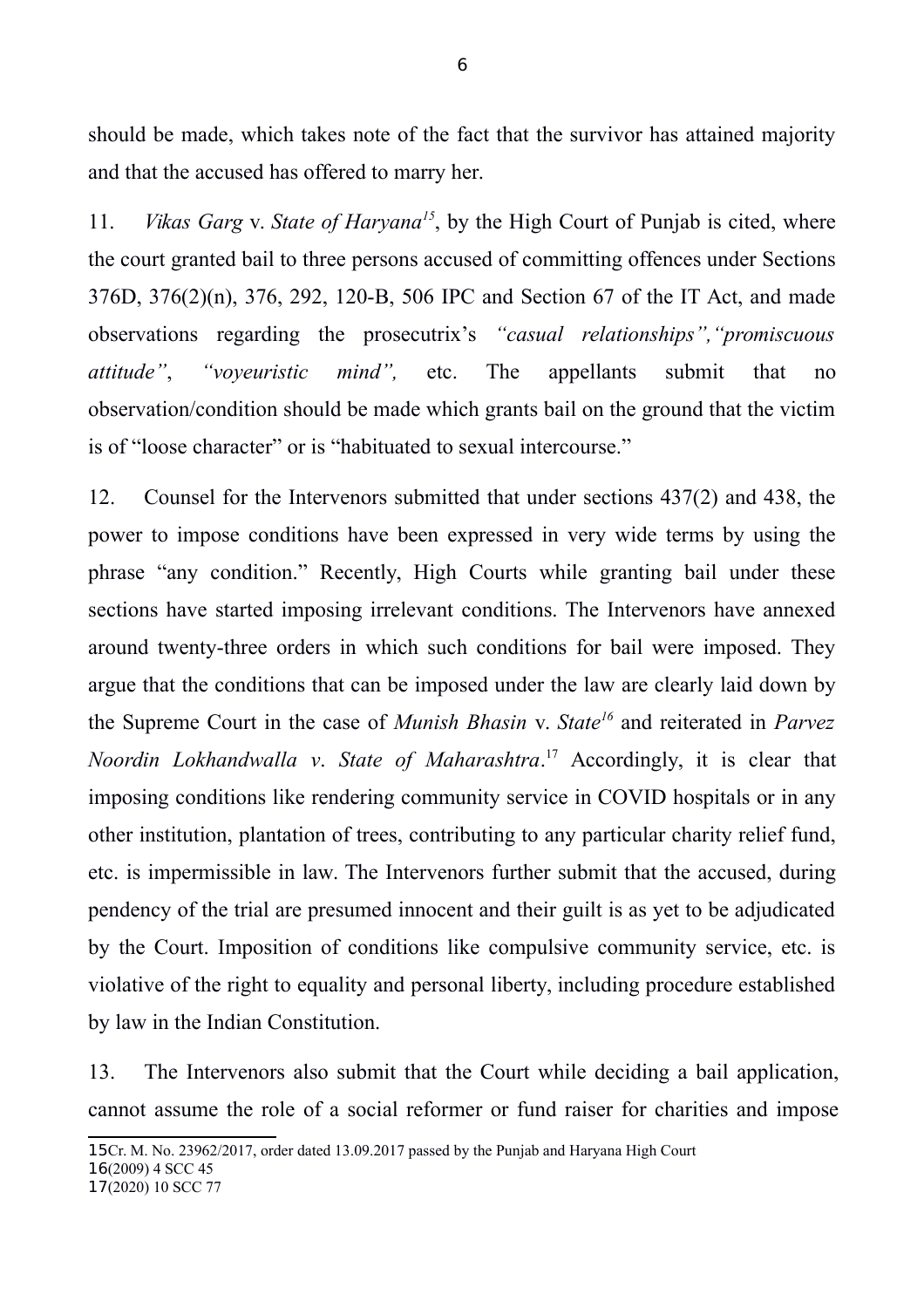should be made, which takes note of the fact that the survivor has attained majority and that the accused has offered to marry her.

11. *Vikas Garg* v. *State of Haryana*[15], by the High Court of Punjab is cited, where the court granted bail to three persons accused of committing offences under Sections 376D, 376(2)(n), 376, 292, 120-B, 506 IPC and Section 67 of the IT Act, and made observations regarding the prosecutrix's *"casual relationships","promiscuous attitude"*, *"voyeuristic mind",* etc. The appellants submit that no observation/condition should be made which grants bail on the ground that the victim is of "loose character" or is "habituated to sexual intercourse."

12. Counsel for the Intervenors submitted that under sections 437(2) and 438, the power to impose conditions have been expressed in very wide terms by using the phrase "any condition." Recently, High Courts while granting bail under these sections have started imposing irrelevant conditions. The Intervenors have annexed around twenty-three orders in which such conditions for bail were imposed. They argue that the conditions that can be imposed under the law are clearly laid down by the Supreme Court in the case of *Munish Bhasin* v. *State*[16] and reiterated in *Parvez Noordin Lokhandwalla v. State of Maharashtra*.[17] Accordingly, it is clear that imposing conditions like rendering community service in COVID hospitals or in any other institution, plantation of trees, contributing to any particular charity relief fund, etc. is impermissible in law. The Intervenors further submit that the accused, during pendency of the trial are presumed innocent and their guilt is as yet to be adjudicated by the Court. Imposition of conditions like compulsive community service, etc. is violative of the right to equality and personal liberty, including procedure established by law in the Indian Constitution.

13. The Intervenors also submit that the Court while deciding a bail application, cannot assume the role of a social reformer or fund raiser for charities and impose

---

[15] Cr. M. No. 23962/2017, order dated 13.09.2017 passed by the Punjab and Haryana High Court

[16] (2009) 4 SCC 45

[17] (2020) 10 SCC 77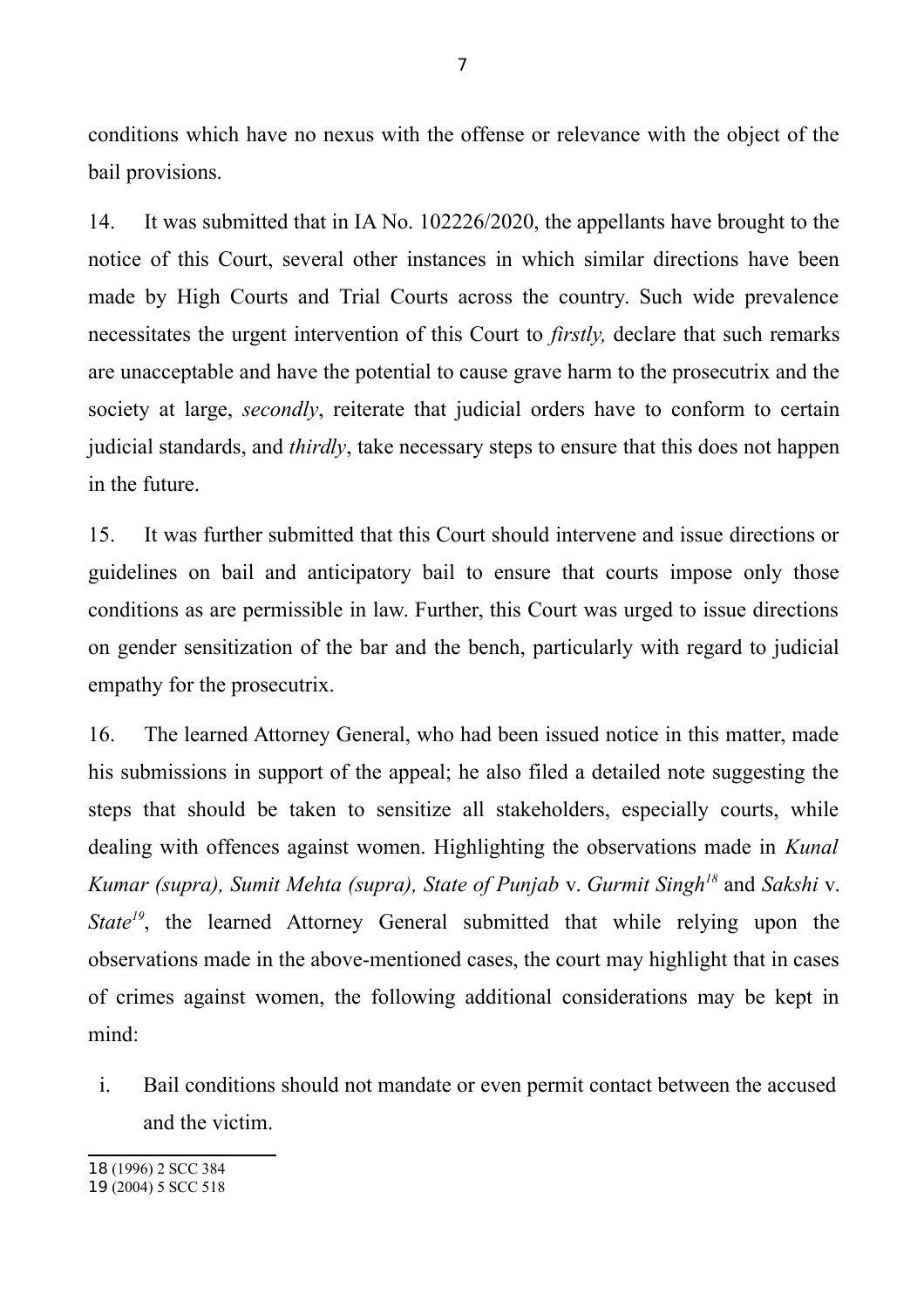conditions which have no nexus with the offense or relevance with the object of the bail provisions.

14. It was submitted that in IA No. 102226/2020, the appellants have brought to the notice of this Court, several other instances in which similar directions have been made by High Courts and Trial Courts across the country. Such wide prevalence necessitates the urgent intervention of this Court to *firstly,* declare that such remarks are unacceptable and have the potential to cause grave harm to the prosecutrix and the society at large, *secondly*, reiterate that judicial orders have to conform to certain judicial standards, and *thirdly*, take necessary steps to ensure that this does not happen in the future.

15. It was further submitted that this Court should intervene and issue directions or guidelines on bail and anticipatory bail to ensure that courts impose only those conditions as are permissible in law. Further, this Court was urged to issue directions on gender sensitization of the bar and the bench, particularly with regard to judicial empathy for the prosecutrix.

16. The learned Attorney General, who had been issued notice in this matter, made his submissions in support of the appeal; he also filed a detailed note suggesting the steps that should be taken to sensitize all stakeholders, especially courts, while dealing with offences against women. Highlighting the observations made in *Kunal Kumar (supra), Sumit Mehta (supra), State of Punjab* v. *Gurmit Singh*[18] and *Sakshi* v. *State*[19], the learned Attorney General submitted that while relying upon the observations made in the above-mentioned cases, the court may highlight that in cases of crimes against women, the following additional considerations may be kept in mind:

i. Bail conditions should not mandate or even permit contact between the accused and the victim.

---

18 (1996) 2 SCC 384

19 (2004) 5 SCC 518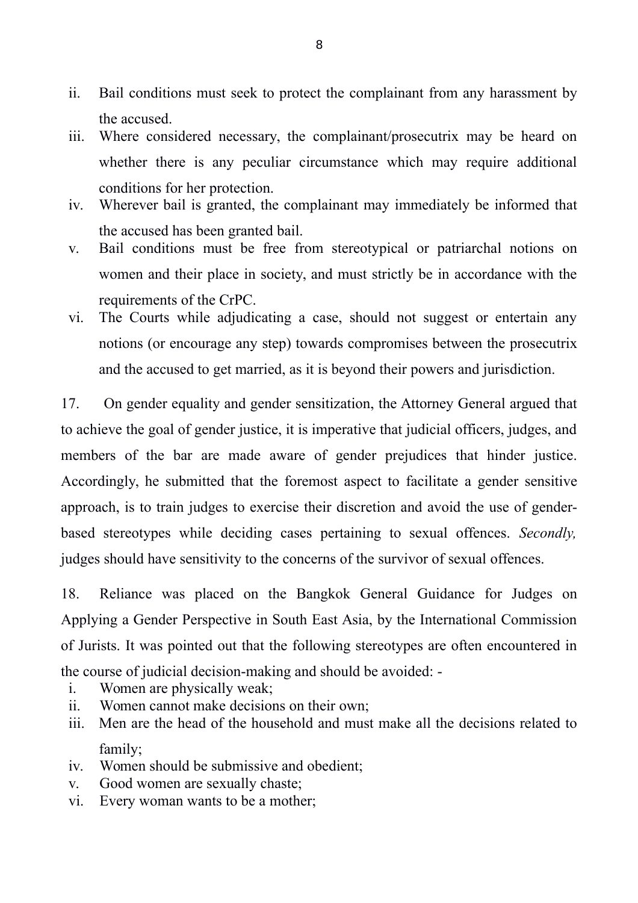ii. Bail conditions must seek to protect the complainant from any harassment by the accused.

iii. Where considered necessary, the complainant/prosecutrix may be heard on whether there is any peculiar circumstance which may require additional conditions for her protection.

iv. Wherever bail is granted, the complainant may immediately be informed that the accused has been granted bail.

v. Bail conditions must be free from stereotypical or patriarchal notions on women and their place in society, and must strictly be in accordance with the requirements of the CrPC.

vi. The Courts while adjudicating a case, should not suggest or entertain any notions (or encourage any step) towards compromises between the prosecutrix and the accused to get married, as it is beyond their powers and jurisdiction.

17. On gender equality and gender sensitization, the Attorney General argued that to achieve the goal of gender justice, it is imperative that judicial officers, judges, and members of the bar are made aware of gender prejudices that hinder justice. Accordingly, he submitted that the foremost aspect to facilitate a gender sensitive approach, is to train judges to exercise their discretion and avoid the use of gender-based stereotypes while deciding cases pertaining to sexual offences. *Secondly,* judges should have sensitivity to the concerns of the survivor of sexual offences.

18. Reliance was placed on the Bangkok General Guidance for Judges on Applying a Gender Perspective in South East Asia, by the International Commission of Jurists. It was pointed out that the following stereotypes are often encountered in the course of judicial decision-making and should be avoided: -

i. Women are physically weak;

ii. Women cannot make decisions on their own;

iii. Men are the head of the household and must make all the decisions related to family;

iv. Women should be submissive and obedient;

v. Good women are sexually chaste;

vi. Every woman wants to be a mother;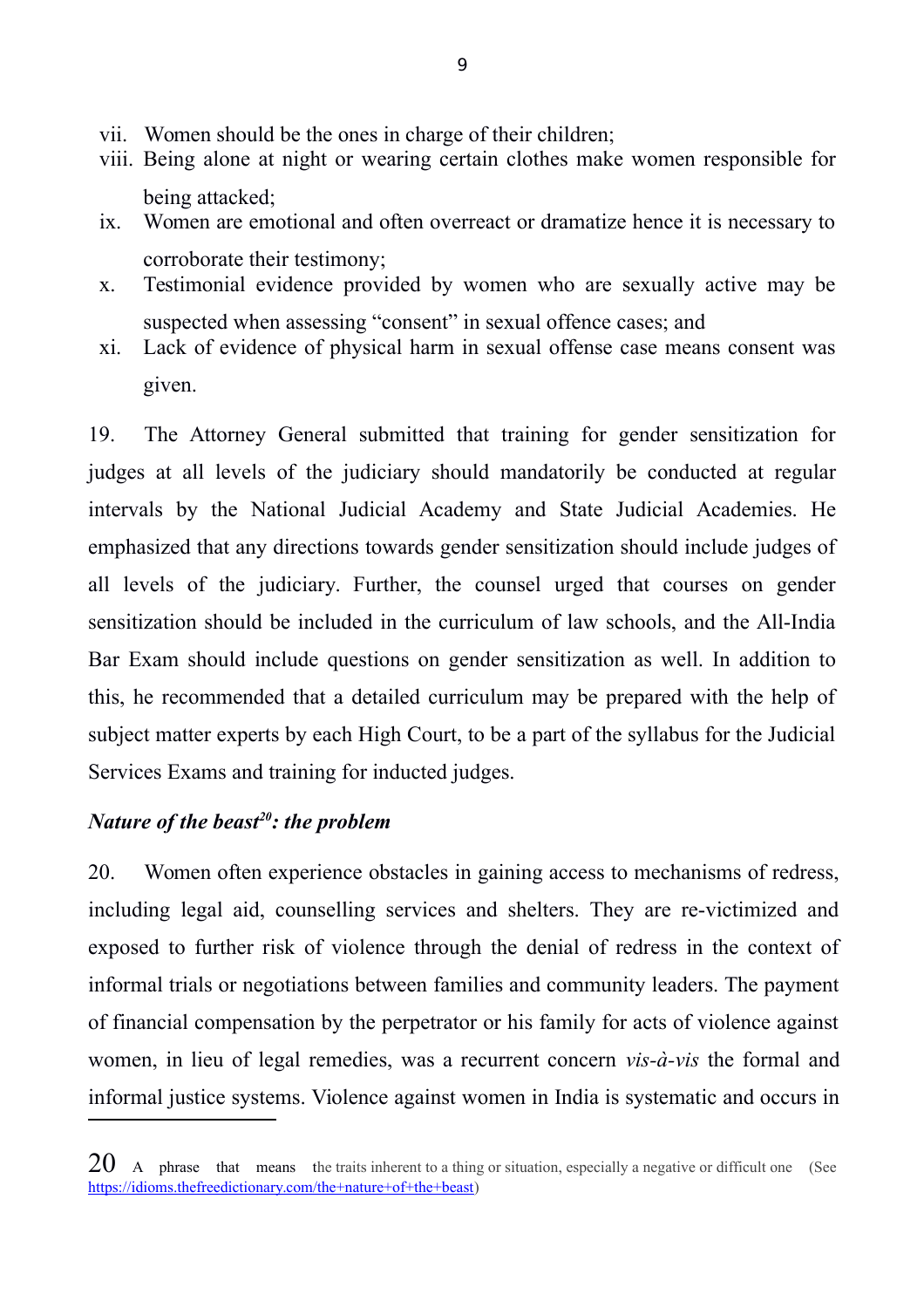vii. Women should be the ones in charge of their children;
viii. Being alone at night or wearing certain clothes make women responsible for being attacked;
ix. Women are emotional and often overreact or dramatize hence it is necessary to corroborate their testimony;
x. Testimonial evidence provided by women who are sexually active may be suspected when assessing "consent" in sexual offence cases; and
xi. Lack of evidence of physical harm in sexual offense case means consent was given.

19. The Attorney General submitted that training for gender sensitization for judges at all levels of the judiciary should mandatorily be conducted at regular intervals by the National Judicial Academy and State Judicial Academies. He emphasized that any directions towards gender sensitization should include judges of all levels of the judiciary. Further, the counsel urged that courses on gender sensitization should be included in the curriculum of law schools, and the All-India Bar Exam should include questions on gender sensitization as well. In addition to this, he recommended that a detailed curriculum may be prepared with the help of subject matter experts by each High Court, to be a part of the syllabus for the Judicial Services Exams and training for inducted judges.

### *Nature of the beast[20]: the problem*

20. Women often experience obstacles in gaining access to mechanisms of redress, including legal aid, counselling services and shelters. They are re-victimized and exposed to further risk of violence through the denial of redress in the context of informal trials or negotiations between families and community leaders. The payment of financial compensation by the perpetrator or his family for acts of violence against women, in lieu of legal remedies, was a recurrent concern *vis-à-vis* the formal and informal justice systems. Violence against women in India is systematic and occurs in

---

[20] A phrase that means the traits inherent to a thing or situation, especially a negative or difficult one (See https://idioms.thefreedictionary.com/the+nature+of+the+beast)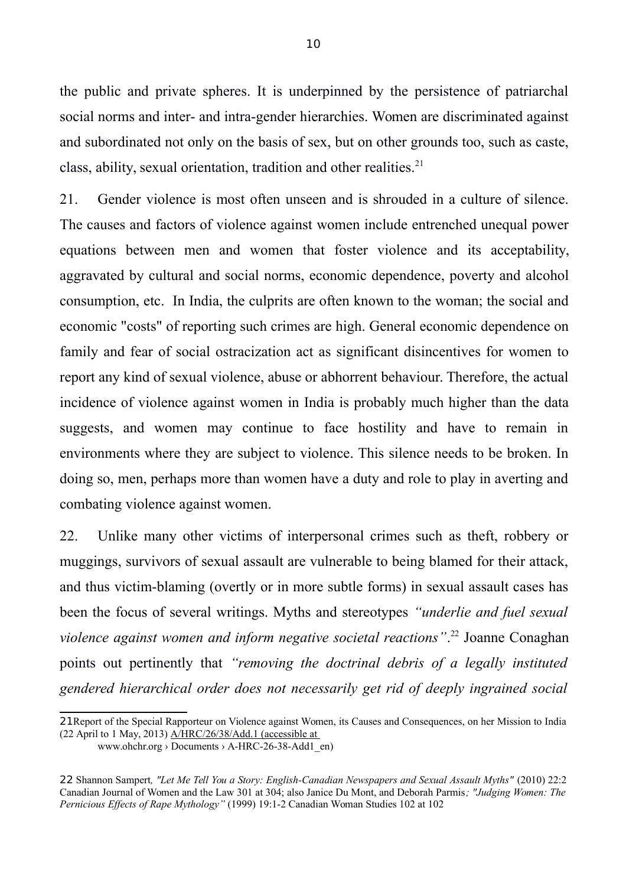the public and private spheres. It is underpinned by the persistence of patriarchal social norms and inter- and intra-gender hierarchies. Women are discriminated against and subordinated not only on the basis of sex, but on other grounds too, such as caste, class, ability, sexual orientation, tradition and other realities.[21]

21. Gender violence is most often unseen and is shrouded in a culture of silence. The causes and factors of violence against women include entrenched unequal power equations between men and women that foster violence and its acceptability, aggravated by cultural and social norms, economic dependence, poverty and alcohol consumption, etc. In India, the culprits are often known to the woman; the social and economic "costs" of reporting such crimes are high. General economic dependence on family and fear of social ostracization act as significant disincentives for women to report any kind of sexual violence, abuse or abhorrent behaviour. Therefore, the actual incidence of violence against women in India is probably much higher than the data suggests, and women may continue to face hostility and have to remain in environments where they are subject to violence. This silence needs to be broken. In doing so, men, perhaps more than women have a duty and role to play in averting and combating violence against women.

22. Unlike many other victims of interpersonal crimes such as theft, robbery or muggings, survivors of sexual assault are vulnerable to being blamed for their attack, and thus victim-blaming (overtly or in more subtle forms) in sexual assault cases has been the focus of several writings. Myths and stereotypes *"underlie and fuel sexual violence against women and inform negative societal reactions"*.[22] Joanne Conaghan points out pertinently that *"removing the doctrinal debris of a legally instituted gendered hierarchical order does not necessarily get rid of deeply ingrained social*

---

21 Report of the Special Rapporteur on Violence against Women, its Causes and Consequences, on her Mission to India (22 April to 1 May, 2013) A/HRC/26/38/Add.1 (accessible at www.ohchr.org › Documents › A-HRC-26-38-Add1_en)

22 Shannon Sampert, *"Let Me Tell You a Story: English-Canadian Newspapers and Sexual Assault Myths"* (2010) 22:2 Canadian Journal of Women and the Law 301 at 304; also Janice Du Mont, and Deborah Parmis*; "Judging Women: The Pernicious Effects of Rape Mythology"* (1999) 19:1-2 Canadian Woman Studies 102 at 102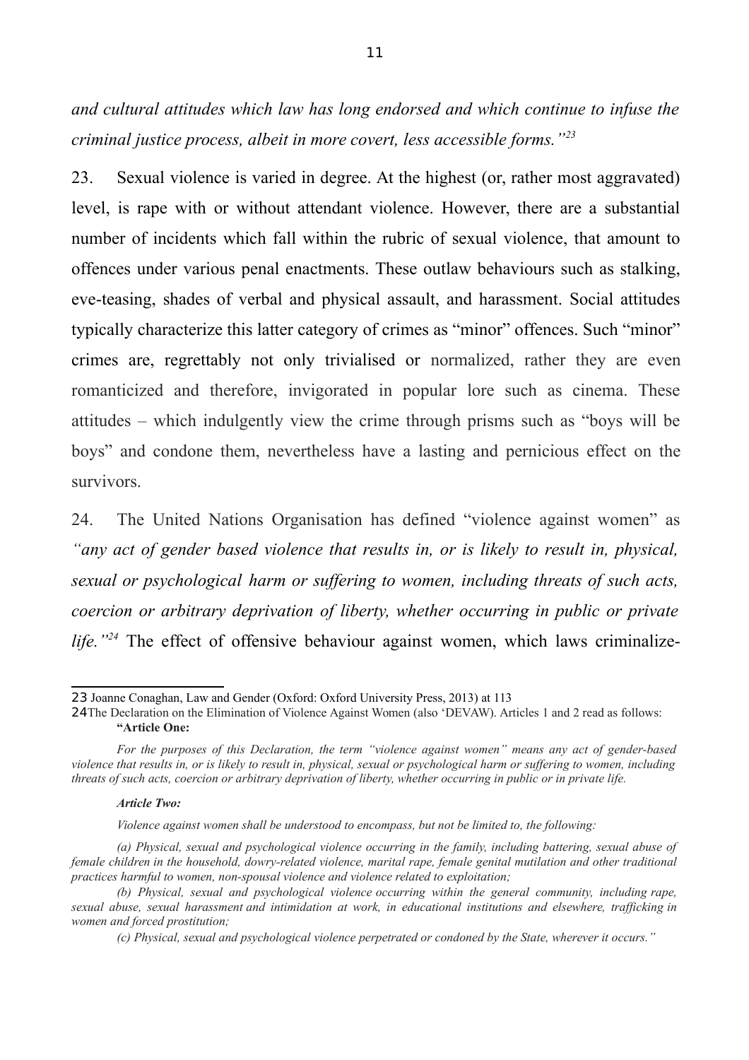*and cultural attitudes which law has long endorsed and which continue to infuse the criminal justice process, albeit in more covert, less accessible forms."*[23]

23. Sexual violence is varied in degree. At the highest (or, rather most aggravated) level, is rape with or without attendant violence. However, there are a substantial number of incidents which fall within the rubric of sexual violence, that amount to offences under various penal enactments. These outlaw behaviours such as stalking, eve-teasing, shades of verbal and physical assault, and harassment. Social attitudes typically characterize this latter category of crimes as "minor" offences. Such "minor" crimes are, regrettably not only trivialised or normalized, rather they are even romanticized and therefore, invigorated in popular lore such as cinema. These attitudes – which indulgently view the crime through prisms such as "boys will be boys" and condone them, nevertheless have a lasting and pernicious effect on the survivors.

24. The United Nations Organisation has defined "violence against women" as *"any act of gender based violence that results in, or is likely to result in, physical, sexual or psychological harm or suffering to women, including threats of such acts, coercion or arbitrary deprivation of liberty, whether occurring in public or private life."*[24] The effect of offensive behaviour against women, which laws criminalize-

---

[23] Joanne Conaghan, Law and Gender (Oxford: Oxford University Press, 2013) at 113

[24] The Declaration on the Elimination of Violence Against Women (also 'DEVAW). Articles 1 and 2 read as follows:

**"Article One:**

*For the purposes of this Declaration, the term "violence against women" means any act of gender-based violence that results in, or is likely to result in, physical, sexual or psychological harm or suffering to women, including threats of such acts, coercion or arbitrary deprivation of liberty, whether occurring in public or in private life.*

***Article Two:***

*Violence against women shall be understood to encompass, but not be limited to, the following:*

*(a) Physical, sexual and psychological violence occurring in the family, including battering, sexual abuse of female children in the household, dowry-related violence, marital rape, female genital mutilation and other traditional practices harmful to women, non-spousal violence and violence related to exploitation;*

*(b) Physical, sexual and psychological violence occurring within the general community, including rape, sexual abuse, sexual harassment and intimidation at work, in educational institutions and elsewhere, trafficking in women and forced prostitution;*

*(c) Physical, sexual and psychological violence perpetrated or condoned by the State, wherever it occurs."*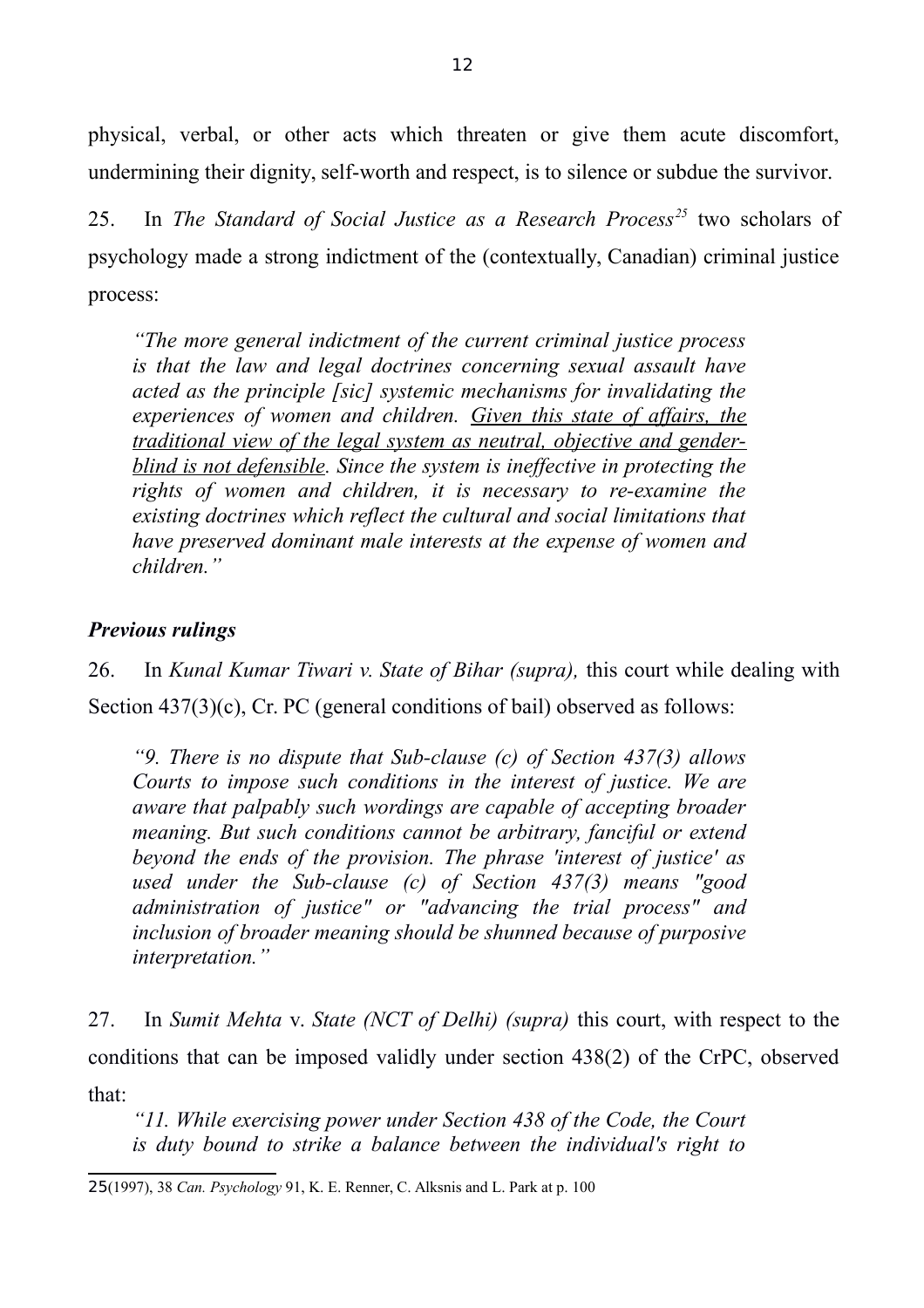physical, verbal, or other acts which threaten or give them acute discomfort, undermining their dignity, self-worth and respect, is to silence or subdue the survivor.

25. In *The Standard of Social Justice as a Research Process*[25] two scholars of psychology made a strong indictment of the (contextually, Canadian) criminal justice process:

> *"The more general indictment of the current criminal justice process is that the law and legal doctrines concerning sexual assault have acted as the principle [sic] systemic mechanisms for invalidating the experiences of women and children. <u>Given this state of affairs, the traditional view of the legal system as neutral, objective and gender-blind is not defensible</u>. Since the system is ineffective in protecting the rights of women and children, it is necessary to re-examine the existing doctrines which reflect the cultural and social limitations that have preserved dominant male interests at the expense of women and children."*

### *Previous rulings*

26. In *Kunal Kumar Tiwari v. State of Bihar (supra),* this court while dealing with Section 437(3)(c), Cr. PC (general conditions of bail) observed as follows:

> *"9. There is no dispute that Sub-clause (c) of Section 437(3) allows Courts to impose such conditions in the interest of justice. We are aware that palpably such wordings are capable of accepting broader meaning. But such conditions cannot be arbitrary, fanciful or extend beyond the ends of the provision. The phrase 'interest of justice' as used under the Sub-clause (c) of Section 437(3) means "good administration of justice" or "advancing the trial process" and inclusion of broader meaning should be shunned because of purposive interpretation."*

27. In *Sumit Mehta* v. *State (NCT of Delhi) (supra)* this court, with respect to the conditions that can be imposed validly under section 438(2) of the CrPC, observed that:

> *"11. While exercising power under Section 438 of the Code, the Court is duty bound to strike a balance between the individual's right to*

---

[25] (1997), 38 *Can. Psychology* 91, K. E. Renner, C. Alksnis and L. Park at p. 100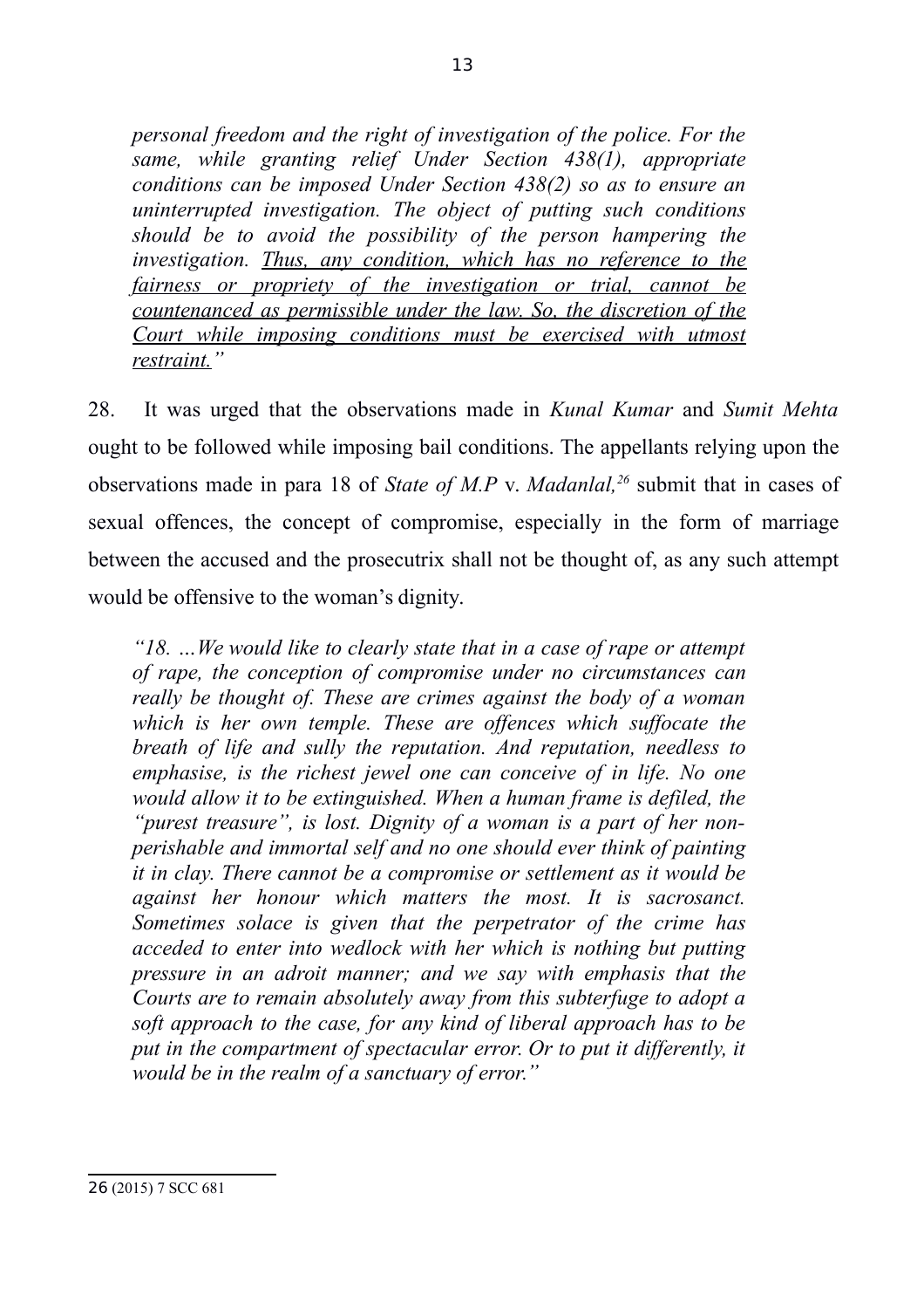*personal freedom and the right of investigation of the police. For the same, while granting relief Under Section 438(1), appropriate conditions can be imposed Under Section 438(2) so as to ensure an uninterrupted investigation. The object of putting such conditions should be to avoid the possibility of the person hampering the investigation. <u>Thus, any condition, which has no reference to the fairness or propriety of the investigation or trial, cannot be countenanced as permissible under the law. So, the discretion of the Court while imposing conditions must be exercised with utmost restraint.</u>"*

28. It was urged that the observations made in *Kunal Kumar* and *Sumit Mehta* ought to be followed while imposing bail conditions. The appellants relying upon the observations made in para 18 of *State of M.P* v. *Madanlal,*[26] submit that in cases of sexual offences, the concept of compromise, especially in the form of marriage between the accused and the prosecutrix shall not be thought of, as any such attempt would be offensive to the woman's dignity.

*"18. …We would like to clearly state that in a case of rape or attempt of rape, the conception of compromise under no circumstances can really be thought of. These are crimes against the body of a woman which is her own temple. These are offences which suffocate the breath of life and sully the reputation. And reputation, needless to emphasise, is the richest jewel one can conceive of in life. No one would allow it to be extinguished. When a human frame is defiled, the "purest treasure", is lost. Dignity of a woman is a part of her non-perishable and immortal self and no one should ever think of painting it in clay. There cannot be a compromise or settlement as it would be against her honour which matters the most. It is sacrosanct. Sometimes solace is given that the perpetrator of the crime has acceded to enter into wedlock with her which is nothing but putting pressure in an adroit manner; and we say with emphasis that the Courts are to remain absolutely away from this subterfuge to adopt a soft approach to the case, for any kind of liberal approach has to be put in the compartment of spectacular error. Or to put it differently, it would be in the realm of a sanctuary of error."*

---

26 (2015) 7 SCC 681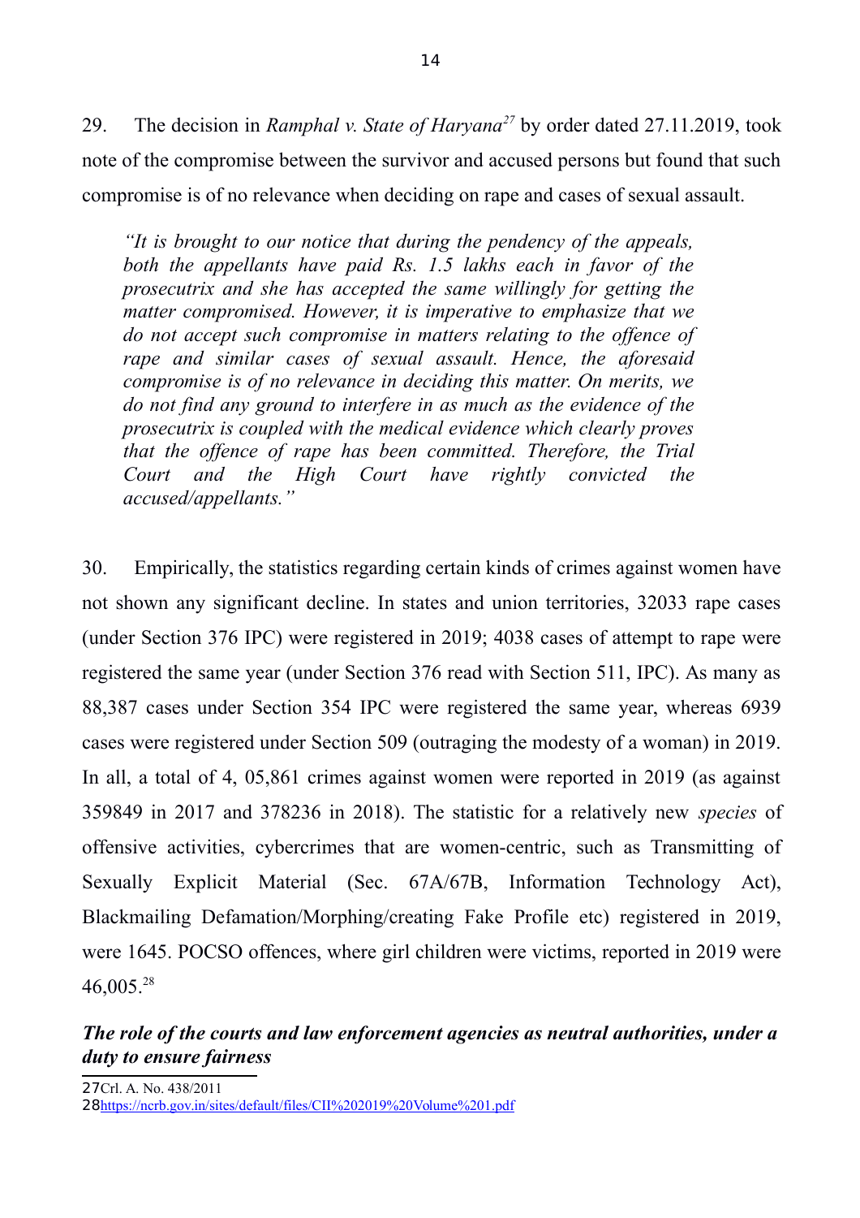29. The decision in *Ramphal v. State of Haryana*[27] by order dated 27.11.2019, took note of the compromise between the survivor and accused persons but found that such compromise is of no relevance when deciding on rape and cases of sexual assault.

> *"It is brought to our notice that during the pendency of the appeals, both the appellants have paid Rs. 1.5 lakhs each in favor of the prosecutrix and she has accepted the same willingly for getting the matter compromised. However, it is imperative to emphasize that we do not accept such compromise in matters relating to the offence of rape and similar cases of sexual assault. Hence, the aforesaid compromise is of no relevance in deciding this matter. On merits, we do not find any ground to interfere in as much as the evidence of the prosecutrix is coupled with the medical evidence which clearly proves that the offence of rape has been committed. Therefore, the Trial Court and the High Court have rightly convicted the accused/appellants."*

30. Empirically, the statistics regarding certain kinds of crimes against women have not shown any significant decline. In states and union territories, 32033 rape cases (under Section 376 IPC) were registered in 2019; 4038 cases of attempt to rape were registered the same year (under Section 376 read with Section 511, IPC). As many as 88,387 cases under Section 354 IPC were registered the same year, whereas 6939 cases were registered under Section 509 (outraging the modesty of a woman) in 2019. In all, a total of 4, 05,861 crimes against women were reported in 2019 (as against 359849 in 2017 and 378236 in 2018). The statistic for a relatively new *species* of offensive activities, cybercrimes that are women-centric, such as Transmitting of Sexually Explicit Material (Sec. 67A/67B, Information Technology Act), Blackmailing Defamation/Morphing/creating Fake Profile etc) registered in 2019, were 1645. POCSO offences, where girl children were victims, reported in 2019 were 46,005.[28]

***The role of the courts and law enforcement agencies as neutral authorities, under a duty to ensure fairness***

---

27 Crl. A. No. 438/2011

28 https://ncrb.gov.in/sites/default/files/CII%202019%20Volume%201.pdf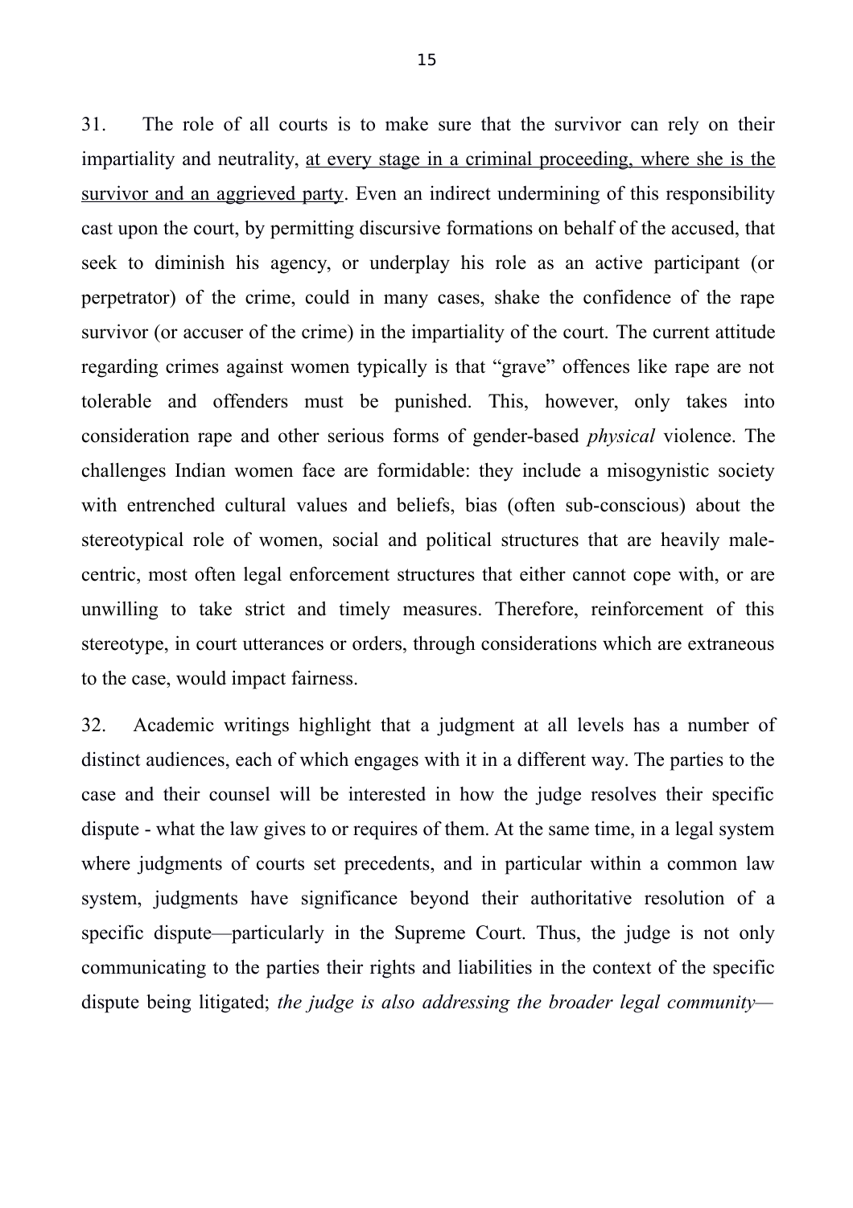31. The role of all courts is to make sure that the survivor can rely on their impartiality and neutrality, <u>at every stage in a criminal proceeding, where she is the survivor and an aggrieved party</u>. Even an indirect undermining of this responsibility cast upon the court, by permitting discursive formations on behalf of the accused, that seek to diminish his agency, or underplay his role as an active participant (or perpetrator) of the crime, could in many cases, shake the confidence of the rape survivor (or accuser of the crime) in the impartiality of the court. The current attitude regarding crimes against women typically is that "grave" offences like rape are not tolerable and offenders must be punished. This, however, only takes into consideration rape and other serious forms of gender-based *physical* violence. The challenges Indian women face are formidable: they include a misogynistic society with entrenched cultural values and beliefs, bias (often sub-conscious) about the stereotypical role of women, social and political structures that are heavily male-centric, most often legal enforcement structures that either cannot cope with, or are unwilling to take strict and timely measures. Therefore, reinforcement of this stereotype, in court utterances or orders, through considerations which are extraneous to the case, would impact fairness.

32. Academic writings highlight that a judgment at all levels has a number of distinct audiences, each of which engages with it in a different way. The parties to the case and their counsel will be interested in how the judge resolves their specific dispute - what the law gives to or requires of them. At the same time, in a legal system where judgments of courts set precedents, and in particular within a common law system, judgments have significance beyond their authoritative resolution of a specific dispute—particularly in the Supreme Court. Thus, the judge is not only communicating to the parties their rights and liabilities in the context of the specific dispute being litigated; *the judge is also addressing the broader legal community*—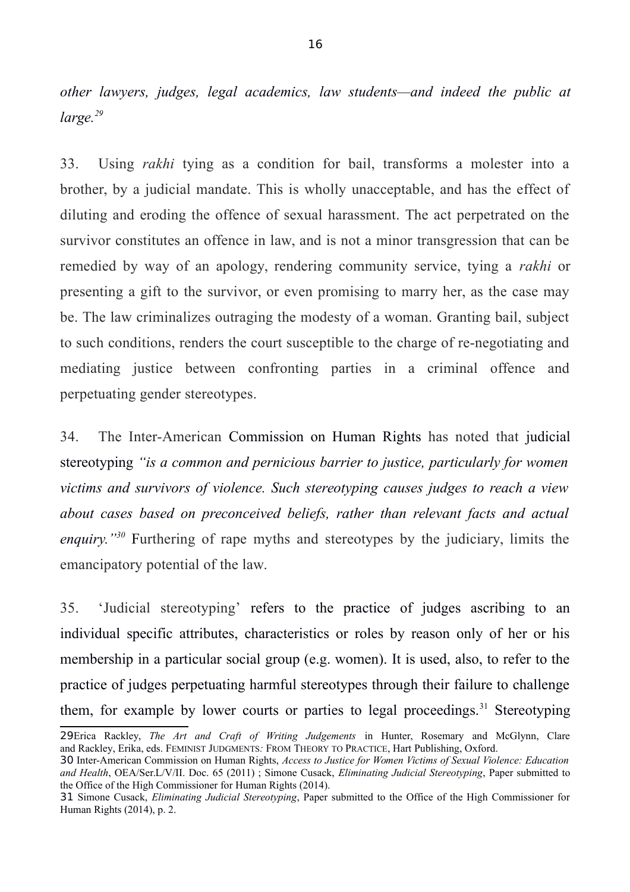*other lawyers, judges, legal academics, law students—and indeed the public at large.*[29]

33. Using *rakhi* tying as a condition for bail, transforms a molester into a brother, by a judicial mandate. This is wholly unacceptable, and has the effect of diluting and eroding the offence of sexual harassment. The act perpetrated on the survivor constitutes an offence in law, and is not a minor transgression that can be remedied by way of an apology, rendering community service, tying a *rakhi* or presenting a gift to the survivor, or even promising to marry her, as the case may be. The law criminalizes outraging the modesty of a woman. Granting bail, subject to such conditions, renders the court susceptible to the charge of re-negotiating and mediating justice between confronting parties in a criminal offence and perpetuating gender stereotypes.

34. The Inter-American Commission on Human Rights has noted that judicial stereotyping *"is a common and pernicious barrier to justice, particularly for women victims and survivors of violence. Such stereotyping causes judges to reach a view about cases based on preconceived beliefs, rather than relevant facts and actual enquiry."*[30] Furthering of rape myths and stereotypes by the judiciary, limits the emancipatory potential of the law.

35. 'Judicial stereotyping' refers to the practice of judges ascribing to an individual specific attributes, characteristics or roles by reason only of her or his membership in a particular social group (e.g. women). It is used, also, to refer to the practice of judges perpetuating harmful stereotypes through their failure to challenge them, for example by lower courts or parties to legal proceedings.[31] Stereotyping

---

29 Erica Rackley, *The Art and Craft of Writing Judgements* in Hunter, Rosemary and McGlynn, Clare and Rackley, Erika, eds. FEMINIST JUDGMENTS: FROM THEORY TO PRACTICE, Hart Publishing, Oxford.

30 Inter-American Commission on Human Rights, *Access to Justice for Women Victims of Sexual Violence: Education and Health*, OEA/Ser.L/V/II. Doc. 65 (2011) ; Simone Cusack, *Eliminating Judicial Stereotyping*, Paper submitted to the Office of the High Commissioner for Human Rights (2014).

31 Simone Cusack, *Eliminating Judicial Stereotyping*, Paper submitted to the Office of the High Commissioner for Human Rights (2014), p. 2.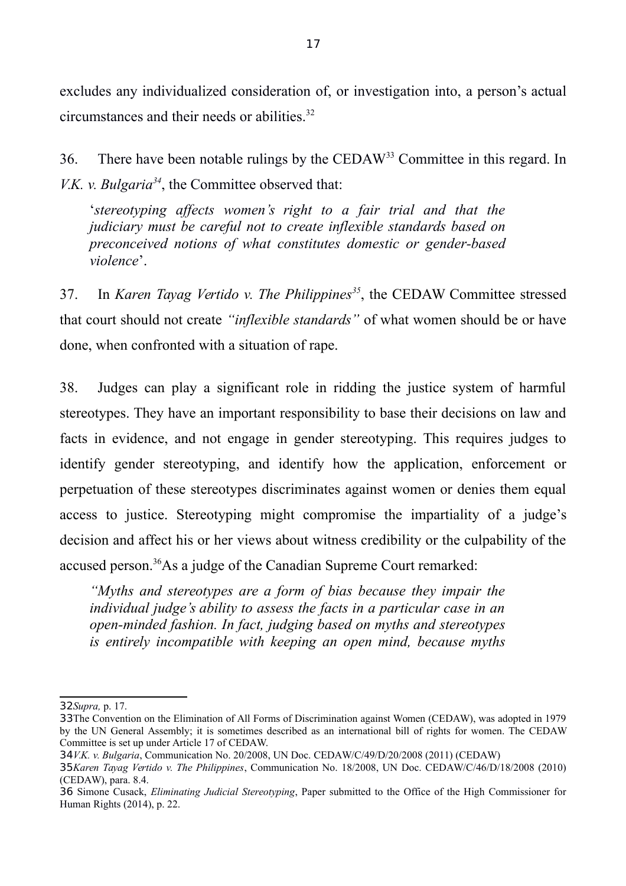excludes any individualized consideration of, or investigation into, a person's actual circumstances and their needs or abilities.[32]

36. There have been notable rulings by the CEDAW[33] Committee in this regard. In *V.K. v. Bulgaria*[34], the Committee observed that:

> '*stereotyping affects women's right to a fair trial and that the judiciary must be careful not to create inflexible standards based on preconceived notions of what constitutes domestic or gender-based violence*'.

37. In *Karen Tayag Vertido v. The Philippines*[35], the CEDAW Committee stressed that court should not create *"inflexible standards"* of what women should be or have done, when confronted with a situation of rape.

38. Judges can play a significant role in ridding the justice system of harmful stereotypes. They have an important responsibility to base their decisions on law and facts in evidence, and not engage in gender stereotyping. This requires judges to identify gender stereotyping, and identify how the application, enforcement or perpetuation of these stereotypes discriminates against women or denies them equal access to justice. Stereotyping might compromise the impartiality of a judge's decision and affect his or her views about witness credibility or the culpability of the accused person.[36]As a judge of the Canadian Supreme Court remarked:

> *"Myths and stereotypes are a form of bias because they impair the individual judge's ability to assess the facts in a particular case in an open-minded fashion. In fact, judging based on myths and stereotypes is entirely incompatible with keeping an open mind, because myths*

---

32 *Supra,* p. 17.

33 The Convention on the Elimination of All Forms of Discrimination against Women (CEDAW), was adopted in 1979 by the UN General Assembly; it is sometimes described as an international bill of rights for women. The CEDAW Committee is set up under Article 17 of CEDAW.

34 *V.K. v. Bulgaria*, Communication No. 20/2008, UN Doc. CEDAW/C/49/D/20/2008 (2011) (CEDAW)

35 *Karen Tayag Vertido v. The Philippines*, Communication No. 18/2008, UN Doc. CEDAW/C/46/D/18/2008 (2010) (CEDAW), para. 8.4.

36 Simone Cusack, *Eliminating Judicial Stereotyping*, Paper submitted to the Office of the High Commissioner for Human Rights (2014), p. 22.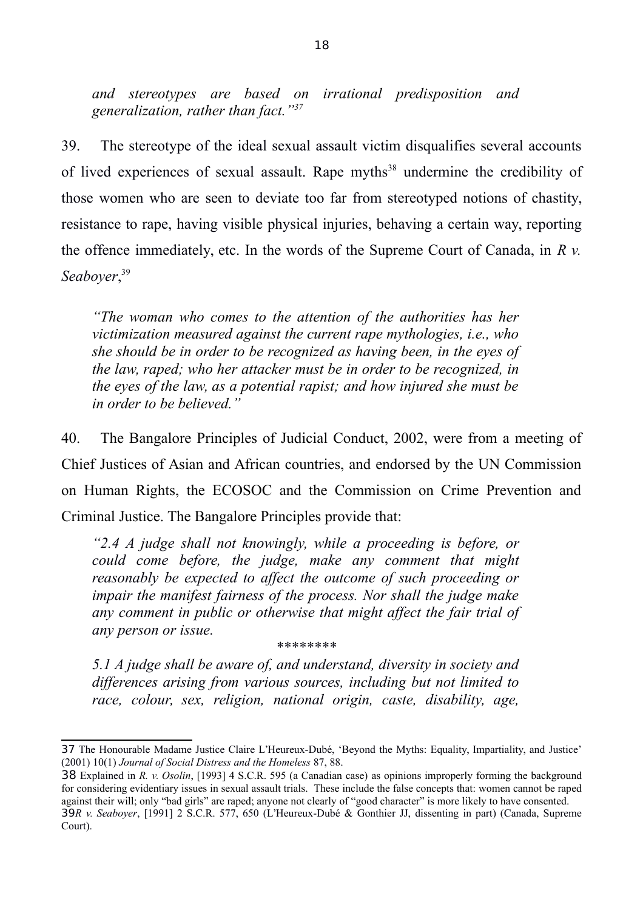> *and stereotypes are based on irrational predisposition and generalization, rather than fact."*[37]

39. The stereotype of the ideal sexual assault victim disqualifies several accounts of lived experiences of sexual assault. Rape myths[38] undermine the credibility of those women who are seen to deviate too far from stereotyped notions of chastity, resistance to rape, having visible physical injuries, behaving a certain way, reporting the offence immediately, etc. In the words of the Supreme Court of Canada, in *R v. Seaboyer*,[39]

> *"The woman who comes to the attention of the authorities has her victimization measured against the current rape mythologies, i.e., who she should be in order to be recognized as having been, in the eyes of the law, raped; who her attacker must be in order to be recognized, in the eyes of the law, as a potential rapist; and how injured she must be in order to be believed."*

40. The Bangalore Principles of Judicial Conduct, 2002, were from a meeting of Chief Justices of Asian and African countries, and endorsed by the UN Commission on Human Rights, the ECOSOC and the Commission on Crime Prevention and Criminal Justice. The Bangalore Principles provide that:

> *"2.4 A judge shall not knowingly, while a proceeding is before, or could come before, the judge, make any comment that might reasonably be expected to affect the outcome of such proceeding or impair the manifest fairness of the process. Nor shall the judge make any comment in public or otherwise that might affect the fair trial of any person or issue.*
>
> *******
>
> *5.1 A judge shall be aware of, and understand, diversity in society and differences arising from various sources, including but not limited to race, colour, sex, religion, national origin, caste, disability, age,*

---

37 The Honourable Madame Justice Claire L'Heureux-Dubé, 'Beyond the Myths: Equality, Impartiality, and Justice' (2001) 10(1) *Journal of Social Distress and the Homeless* 87, 88.

38 Explained in *R. v. Osolin*, [1993] 4 S.C.R. 595 (a Canadian case) as opinions improperly forming the background for considering evidentiary issues in sexual assault trials. These include the false concepts that: women cannot be raped against their will; only "bad girls" are raped; anyone not clearly of "good character" is more likely to have consented.

39 *R v. Seaboyer*, [1991] 2 S.C.R. 577, 650 (L'Heureux-Dubé & Gonthier JJ, dissenting in part) (Canada, Supreme Court).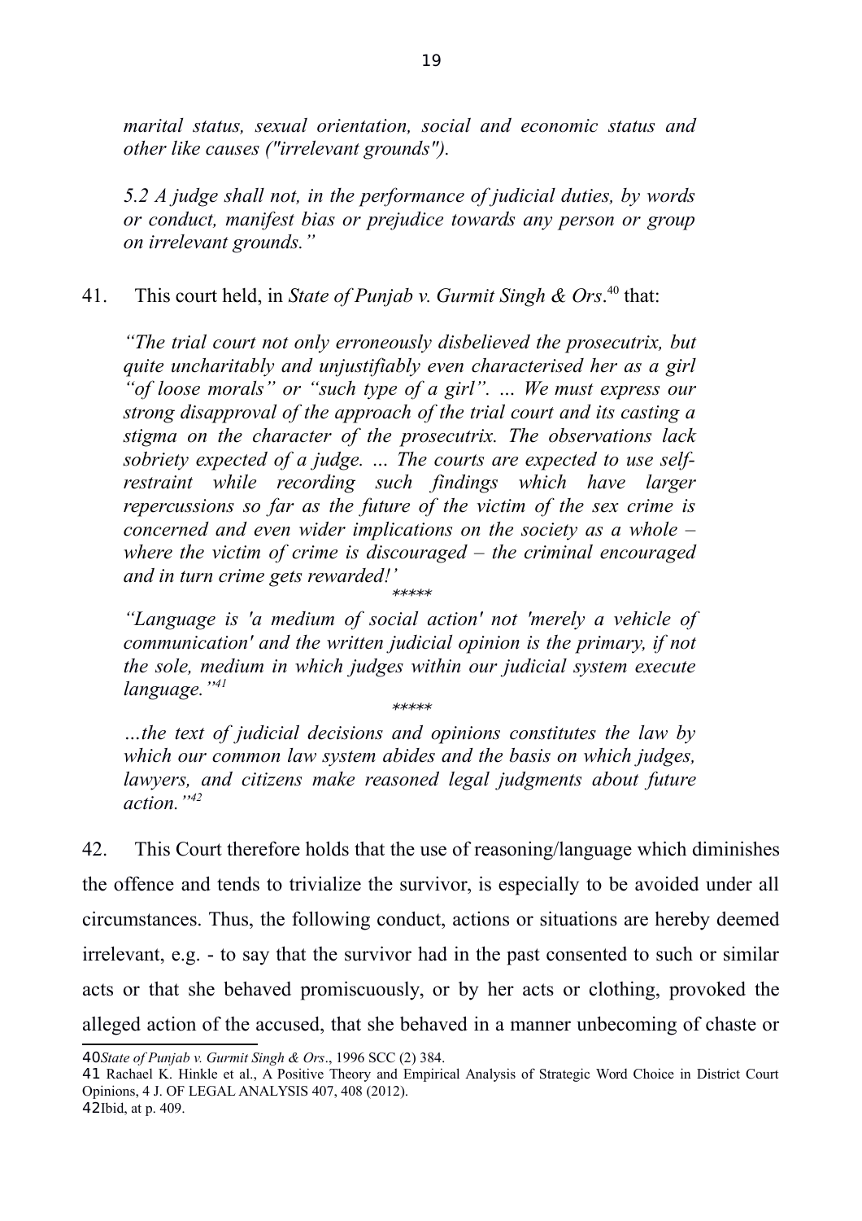*marital status, sexual orientation, social and economic status and other like causes ("irrelevant grounds").*

*5.2 A judge shall not, in the performance of judicial duties, by words or conduct, manifest bias or prejudice towards any person or group on irrelevant grounds."*

41. This court held, in *State of Punjab v. Gurmit Singh & Ors*.[40] that:

*"The trial court not only erroneously disbelieved the prosecutrix, but quite uncharitably and unjustifiably even characterised her as a girl "of loose morals" or "such type of a girl". … We must express our strong disapproval of the approach of the trial court and its casting a stigma on the character of the prosecutrix. The observations lack sobriety expected of a judge. … The courts are expected to use self-restraint while recording such findings which have larger repercussions so far as the future of the victim of the sex crime is concerned and even wider implications on the society as a whole – where the victim of crime is discouraged – the criminal encouraged and in turn crime gets rewarded!'*

*\*\*\*\*\**

*"Language is 'a medium of social action' not 'merely a vehicle of communication' and the written judicial opinion is the primary, if not the sole, medium in which judges within our judicial system execute language."*[41]

*\*\*\*\*\**

*…the text of judicial decisions and opinions constitutes the law by which our common law system abides and the basis on which judges, lawyers, and citizens make reasoned legal judgments about future action."*[42]

42. This Court therefore holds that the use of reasoning/language which diminishes the offence and tends to trivialize the survivor, is especially to be avoided under all circumstances. Thus, the following conduct, actions or situations are hereby deemed irrelevant, e.g. - to say that the survivor had in the past consented to such or similar acts or that she behaved promiscuously, or by her acts or clothing, provoked the alleged action of the accused, that she behaved in a manner unbecoming of chaste or

---

40 *State of Punjab v. Gurmit Singh & Ors*., 1996 SCC (2) 384.

41 Rachael K. Hinkle et al., A Positive Theory and Empirical Analysis of Strategic Word Choice in District Court Opinions, 4 J. OF LEGAL ANALYSIS 407, 408 (2012).

42 Ibid, at p. 409.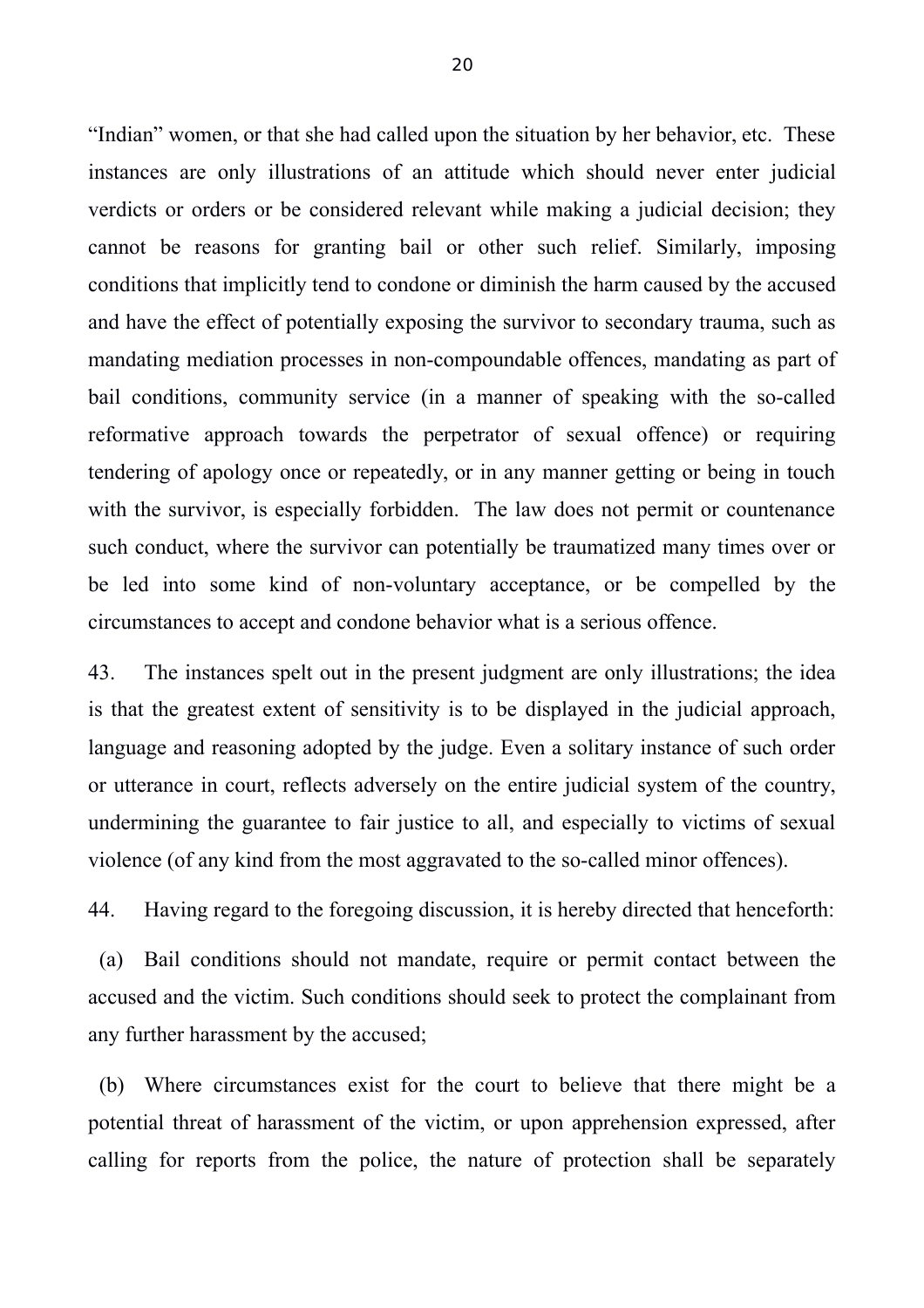"Indian" women, or that she had called upon the situation by her behavior, etc. These instances are only illustrations of an attitude which should never enter judicial verdicts or orders or be considered relevant while making a judicial decision; they cannot be reasons for granting bail or other such relief. Similarly, imposing conditions that implicitly tend to condone or diminish the harm caused by the accused and have the effect of potentially exposing the survivor to secondary trauma, such as mandating mediation processes in non-compoundable offences, mandating as part of bail conditions, community service (in a manner of speaking with the so-called reformative approach towards the perpetrator of sexual offence) or requiring tendering of apology once or repeatedly, or in any manner getting or being in touch with the survivor, is especially forbidden. The law does not permit or countenance such conduct, where the survivor can potentially be traumatized many times over or be led into some kind of non-voluntary acceptance, or be compelled by the circumstances to accept and condone behavior what is a serious offence.

43. The instances spelt out in the present judgment are only illustrations; the idea is that the greatest extent of sensitivity is to be displayed in the judicial approach, language and reasoning adopted by the judge. Even a solitary instance of such order or utterance in court, reflects adversely on the entire judicial system of the country, undermining the guarantee to fair justice to all, and especially to victims of sexual violence (of any kind from the most aggravated to the so-called minor offences).

44. Having regard to the foregoing discussion, it is hereby directed that henceforth:

(a) Bail conditions should not mandate, require or permit contact between the accused and the victim. Such conditions should seek to protect the complainant from any further harassment by the accused;

(b) Where circumstances exist for the court to believe that there might be a potential threat of harassment of the victim, or upon apprehension expressed, after calling for reports from the police, the nature of protection shall be separately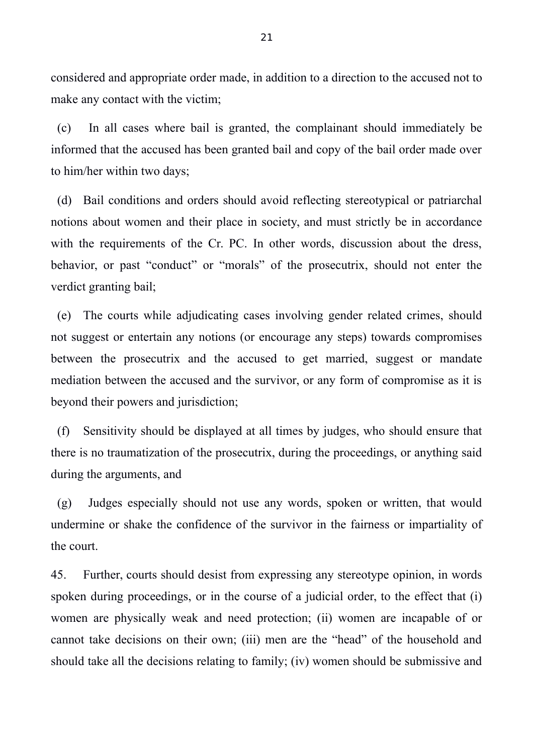considered and appropriate order made, in addition to a direction to the accused not to make any contact with the victim;

(c) In all cases where bail is granted, the complainant should immediately be informed that the accused has been granted bail and copy of the bail order made over to him/her within two days;

(d) Bail conditions and orders should avoid reflecting stereotypical or patriarchal notions about women and their place in society, and must strictly be in accordance with the requirements of the Cr. PC. In other words, discussion about the dress, behavior, or past "conduct" or "morals" of the prosecutrix, should not enter the verdict granting bail;

(e) The courts while adjudicating cases involving gender related crimes, should not suggest or entertain any notions (or encourage any steps) towards compromises between the prosecutrix and the accused to get married, suggest or mandate mediation between the accused and the survivor, or any form of compromise as it is beyond their powers and jurisdiction;

(f) Sensitivity should be displayed at all times by judges, who should ensure that there is no traumatization of the prosecutrix, during the proceedings, or anything said during the arguments, and

(g) Judges especially should not use any words, spoken or written, that would undermine or shake the confidence of the survivor in the fairness or impartiality of the court.

45. Further, courts should desist from expressing any stereotype opinion, in words spoken during proceedings, or in the course of a judicial order, to the effect that (i) women are physically weak and need protection; (ii) women are incapable of or cannot take decisions on their own; (iii) men are the "head" of the household and should take all the decisions relating to family; (iv) women should be submissive and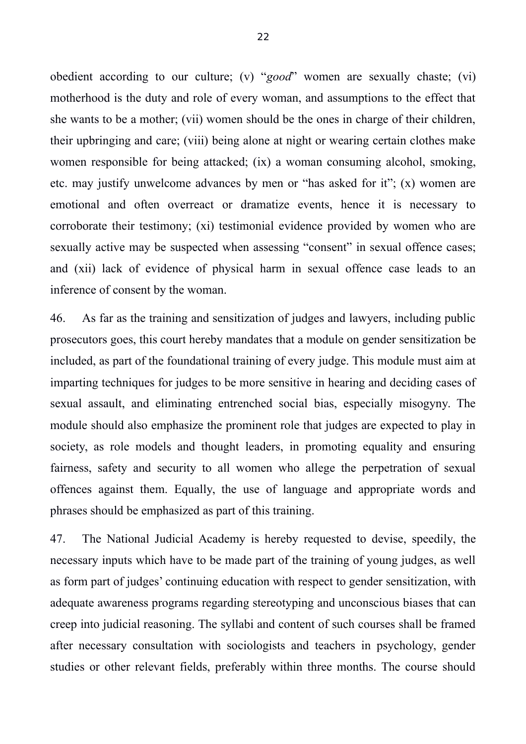obedient according to our culture; (v) "*good*" women are sexually chaste; (vi) motherhood is the duty and role of every woman, and assumptions to the effect that she wants to be a mother; (vii) women should be the ones in charge of their children, their upbringing and care; (viii) being alone at night or wearing certain clothes make women responsible for being attacked; (ix) a woman consuming alcohol, smoking, etc. may justify unwelcome advances by men or "has asked for it"; (x) women are emotional and often overreact or dramatize events, hence it is necessary to corroborate their testimony; (xi) testimonial evidence provided by women who are sexually active may be suspected when assessing "consent" in sexual offence cases; and (xii) lack of evidence of physical harm in sexual offence case leads to an inference of consent by the woman.

46. As far as the training and sensitization of judges and lawyers, including public prosecutors goes, this court hereby mandates that a module on gender sensitization be included, as part of the foundational training of every judge. This module must aim at imparting techniques for judges to be more sensitive in hearing and deciding cases of sexual assault, and eliminating entrenched social bias, especially misogyny. The module should also emphasize the prominent role that judges are expected to play in society, as role models and thought leaders, in promoting equality and ensuring fairness, safety and security to all women who allege the perpetration of sexual offences against them. Equally, the use of language and appropriate words and phrases should be emphasized as part of this training.

47. The National Judicial Academy is hereby requested to devise, speedily, the necessary inputs which have to be made part of the training of young judges, as well as form part of judges' continuing education with respect to gender sensitization, with adequate awareness programs regarding stereotyping and unconscious biases that can creep into judicial reasoning. The syllabi and content of such courses shall be framed after necessary consultation with sociologists and teachers in psychology, gender studies or other relevant fields, preferably within three months. The course should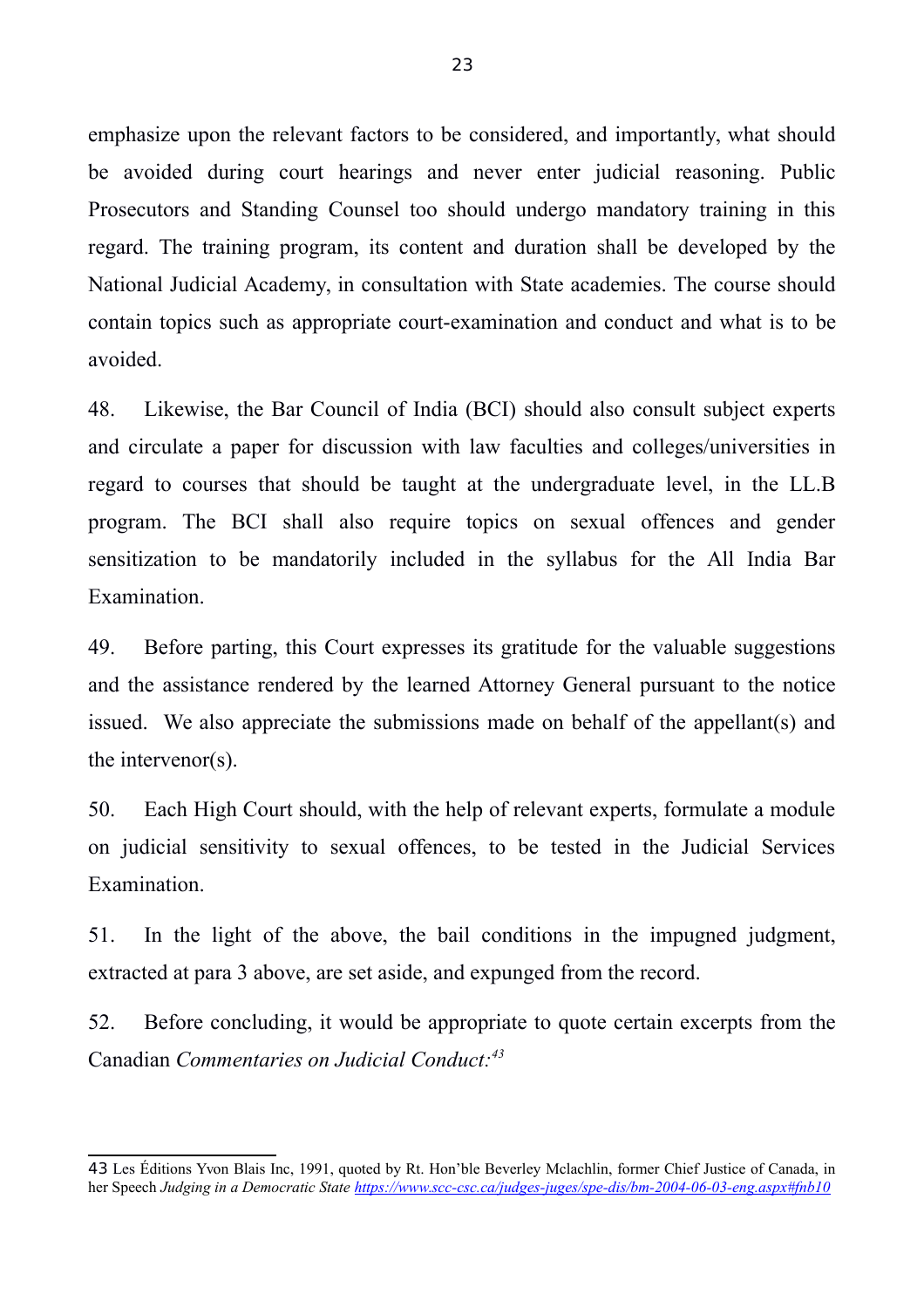emphasize upon the relevant factors to be considered, and importantly, what should be avoided during court hearings and never enter judicial reasoning. Public Prosecutors and Standing Counsel too should undergo mandatory training in this regard. The training program, its content and duration shall be developed by the National Judicial Academy, in consultation with State academies. The course should contain topics such as appropriate court-examination and conduct and what is to be avoided.

48. Likewise, the Bar Council of India (BCI) should also consult subject experts and circulate a paper for discussion with law faculties and colleges/universities in regard to courses that should be taught at the undergraduate level, in the LL.B program. The BCI shall also require topics on sexual offences and gender sensitization to be mandatorily included in the syllabus for the All India Bar Examination.

49. Before parting, this Court expresses its gratitude for the valuable suggestions and the assistance rendered by the learned Attorney General pursuant to the notice issued. We also appreciate the submissions made on behalf of the appellant(s) and the intervenor(s).

50. Each High Court should, with the help of relevant experts, formulate a module on judicial sensitivity to sexual offences, to be tested in the Judicial Services Examination.

51. In the light of the above, the bail conditions in the impugned judgment, extracted at para 3 above, are set aside, and expunged from the record.

52. Before concluding, it would be appropriate to quote certain excerpts from the Canadian *Commentaries on Judicial Conduct:*[43]

---

43 Les Éditions Yvon Blais Inc, 1991, quoted by Rt. Hon'ble Beverley Mclachlin, former Chief Justice of Canada, in her Speech *Judging in a Democratic State* https://www.scc-csc.ca/judges-juges/spe-dis/bm-2004-06-03-eng.aspx#fnb10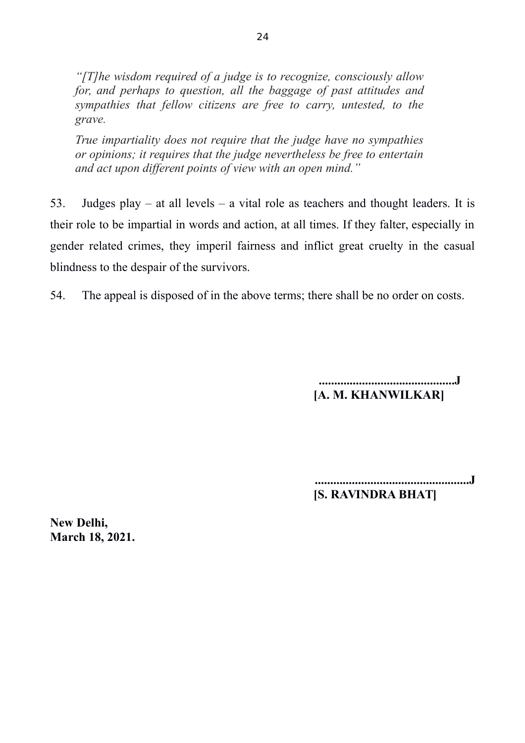> *"[T]he wisdom required of a judge is to recognize, consciously allow for, and perhaps to question, all the baggage of past attitudes and sympathies that fellow citizens are free to carry, untested, to the grave.*
>
> *True impartiality does not require that the judge have no sympathies or opinions; it requires that the judge nevertheless be free to entertain and act upon different points of view with an open mind."*

53. Judges play – at all levels – a vital role as teachers and thought leaders. It is their role to be impartial in words and action, at all times. If they falter, especially in gender related crimes, they imperil fairness and inflict great cruelty in the casual blindness to the despair of the survivors.

54. The appeal is disposed of in the above terms; there shall be no order on costs.

**............................................J**
**[A. M. KHANWILKAR]**

**..................................................J**
**[S. RAVINDRA BHAT]**

**New Delhi,**
**March 18, 2021.**